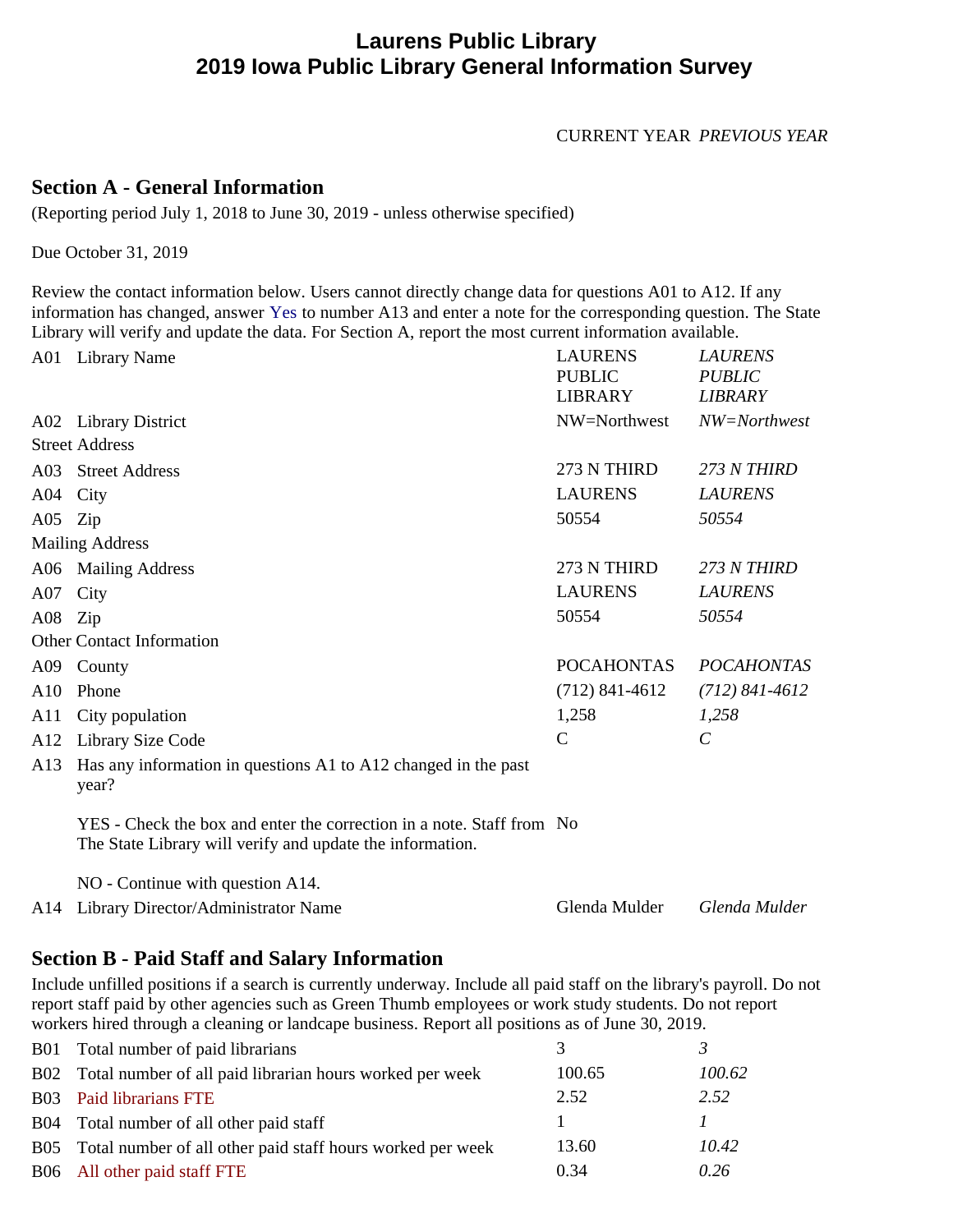# Laurens Public Library
# 2019 Iowa Public Library General Information Survey

CURRENT YEAR *PREVIOUS YEAR*

## Section A - General Information

(Reporting period July 1, 2018 to June 30, 2019 - unless otherwise specified)

Due October 31, 2019

Review the contact information below. Users cannot directly change data for questions A01 to A12. If any information has changed, answer Yes to number A13 and enter a note for the corresponding question. The State Library will verify and update the data. For Section A, report the most current information available.

| | | CURRENT YEAR | *PREVIOUS YEAR* |
|---|---|---|---|
| A01 | Library Name | LAURENS PUBLIC LIBRARY | *LAURENS PUBLIC LIBRARY* |
| A02 | Library District | NW=Northwest | *NW=Northwest* |
| Street Address | | | |
| A03 | Street Address | 273 N THIRD | *273 N THIRD* |
| A04 | City | LAURENS | *LAURENS* |
| A05 | Zip | 50554 | *50554* |
| Mailing Address | | | |
| A06 | Mailing Address | 273 N THIRD | *273 N THIRD* |
| A07 | City | LAURENS | *LAURENS* |
| A08 | Zip | 50554 | *50554* |
| Other Contact Information | | | |
| A09 | County | POCAHONTAS | *POCAHONTAS* |
| A10 | Phone | (712) 841-4612 | *(712) 841-4612* |
| A11 | City population | 1,258 | *1,258* |
| A12 | Library Size Code | C | *C* |
| A13 | Has any information in questions A1 to A12 changed in the past year? | | |
| | YES - Check the box and enter the correction in a note. Staff from The State Library will verify and update the information. | No | |
| | NO - Continue with question A14. | | |
| A14 | Library Director/Administrator Name | Glenda Mulder | *Glenda Mulder* |

## Section B - Paid Staff and Salary Information

Include unfilled positions if a search is currently underway. Include all paid staff on the library's payroll. Do not report staff paid by other agencies such as Green Thumb employees or work study students. Do not report workers hired through a cleaning or landcape business. Report all positions as of June 30, 2019.

| | | CURRENT YEAR | *PREVIOUS YEAR* |
|---|---|---|---|
| B01 | Total number of paid librarians | 3 | *3* |
| B02 | Total number of all paid librarian hours worked per week | 100.65 | *100.62* |
| B03 | Paid librarians FTE | 2.52 | *2.52* |
| B04 | Total number of all other paid staff | 1 | *1* |
| B05 | Total number of all other paid staff hours worked per week | 13.60 | *10.42* |
| B06 | All other paid staff FTE | 0.34 | *0.26* |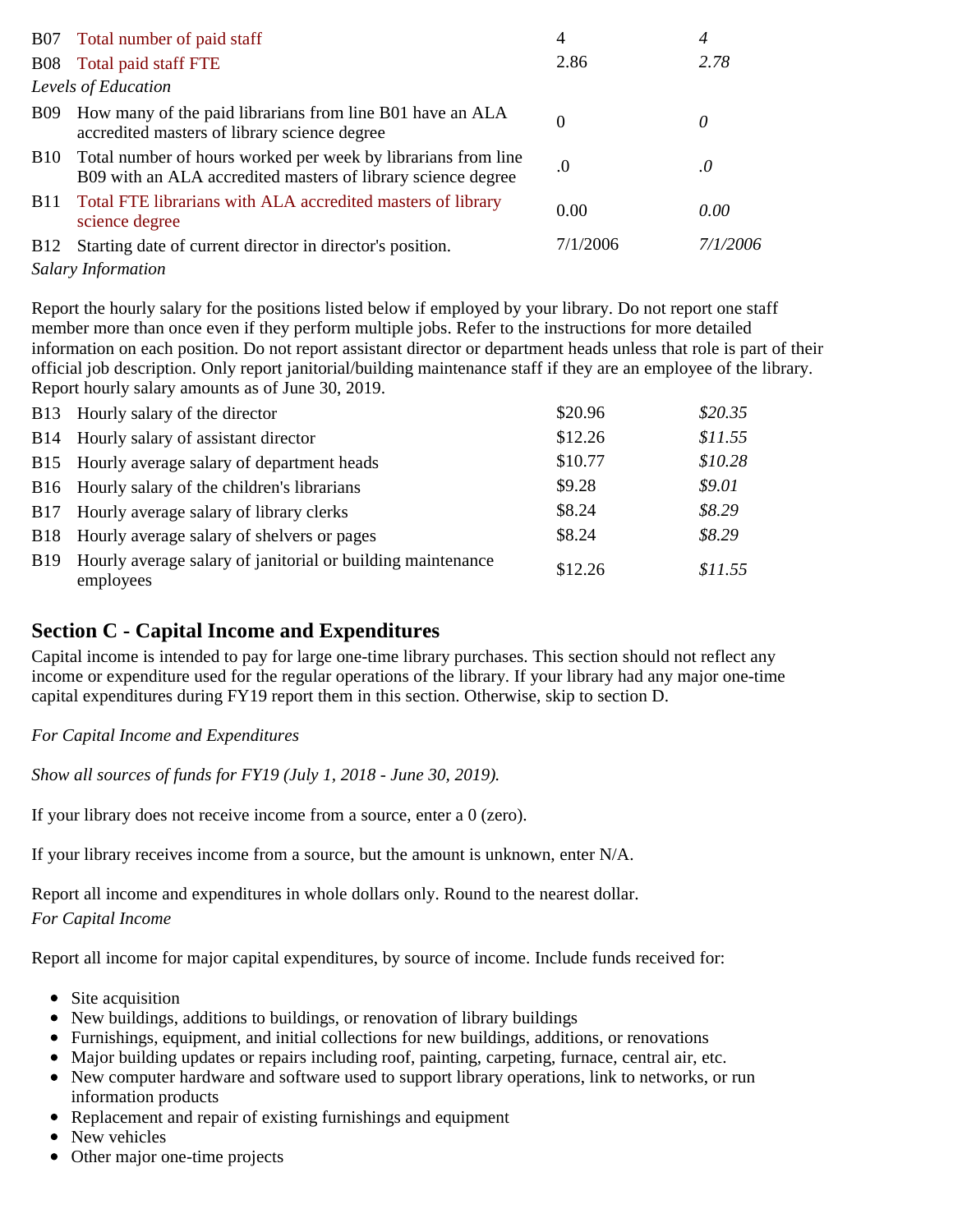| | | | |
|---|---|---|---|
| B07 | Total number of paid staff | 4 | *4* |
| B08 | Total paid staff FTE | 2.86 | *2.78* |

*Levels of Education*

| | | | |
|---|---|---|---|
| B09 | How many of the paid librarians from line B01 have an ALA accredited masters of library science degree | 0 | *0* |
| B10 | Total number of hours worked per week by librarians from line B09 with an ALA accredited masters of library science degree | .0 | *.0* |
| B11 | Total FTE librarians with ALA accredited masters of library science degree | 0.00 | *0.00* |
| B12 | Starting date of current director in director's position. | 7/1/2006 | *7/1/2006* |

*Salary Information*

Report the hourly salary for the positions listed below if employed by your library. Do not report one staff member more than once even if they perform multiple jobs. Refer to the instructions for more detailed information on each position. Do not report assistant director or department heads unless that role is part of their official job description. Only report janitorial/building maintenance staff if they are an employee of the library. Report hourly salary amounts as of June 30, 2019.

| | | | |
|---|---|---|---|
| B13 | Hourly salary of the director | $20.96 | *$20.35* |
| B14 | Hourly salary of assistant director | $12.26 | *$11.55* |
| B15 | Hourly average salary of department heads | $10.77 | *$10.28* |
| B16 | Hourly salary of the children's librarians | $9.28 | *$9.01* |
| B17 | Hourly average salary of library clerks | $8.24 | *$8.29* |
| B18 | Hourly average salary of shelvers or pages | $8.24 | *$8.29* |
| B19 | Hourly average salary of janitorial or building maintenance employees | $12.26 | *$11.55* |

## Section C - Capital Income and Expenditures

Capital income is intended to pay for large one-time library purchases. This section should not reflect any income or expenditure used for the regular operations of the library. If your library had any major one-time capital expenditures during FY19 report them in this section. Otherwise, skip to section D.

*For Capital Income and Expenditures*

*Show all sources of funds for FY19 (July 1, 2018 - June 30, 2019).*

If your library does not receive income from a source, enter a 0 (zero).

If your library receives income from a source, but the amount is unknown, enter N/A.

Report all income and expenditures in whole dollars only. Round to the nearest dollar.

*For Capital Income*

Report all income for major capital expenditures, by source of income. Include funds received for:

- Site acquisition
- New buildings, additions to buildings, or renovation of library buildings
- Furnishings, equipment, and initial collections for new buildings, additions, or renovations
- Major building updates or repairs including roof, painting, carpeting, furnace, central air, etc.
- New computer hardware and software used to support library operations, link to networks, or run information products
- Replacement and repair of existing furnishings and equipment
- New vehicles
- Other major one-time projects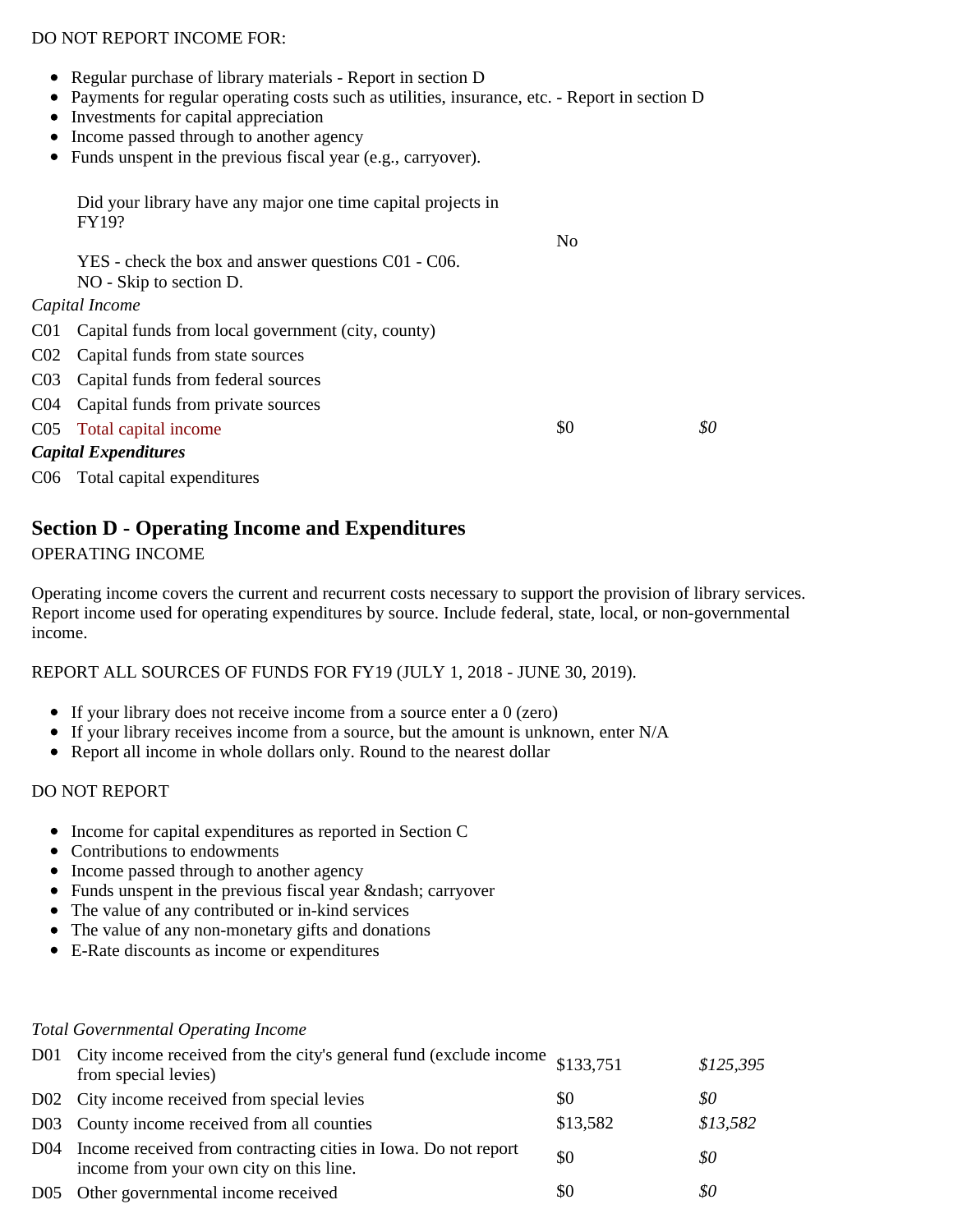DO NOT REPORT INCOME FOR:

- Regular purchase of library materials - Report in section D
- Payments for regular operating costs such as utilities, insurance, etc. - Report in section D
- Investments for capital appreciation
- Income passed through to another agency
- Funds unspent in the previous fiscal year (e.g., carryover).

| | | | |
|---|---|---|---|
| | Did your library have any major one time capital projects in FY19?<br><br>YES - check the box and answer questions C01 - C06.<br>NO - Skip to section D. | No | |
| *Capital Income* | | | |
| C01 | Capital funds from local government (city, county) | | |
| C02 | Capital funds from state sources | | |
| C03 | Capital funds from federal sources | | |
| C04 | Capital funds from private sources | | |
| C05 | Total capital income | $0 | *$0* |
| ***Capital Expenditures*** | | | |
| C06 | Total capital expenditures | | |

## Section D - Operating Income and Expenditures

OPERATING INCOME

Operating income covers the current and recurrent costs necessary to support the provision of library services. Report income used for operating expenditures by source. Include federal, state, local, or non-governmental income.

REPORT ALL SOURCES OF FUNDS FOR FY19 (JULY 1, 2018 - JUNE 30, 2019).

- If your library does not receive income from a source enter a 0 (zero)
- If your library receives income from a source, but the amount is unknown, enter N/A
- Report all income in whole dollars only. Round to the nearest dollar

DO NOT REPORT

- Income for capital expenditures as reported in Section C
- Contributions to endowments
- Income passed through to another agency
- Funds unspent in the previous fiscal year &ndash; carryover
- The value of any contributed or in-kind services
- The value of any non-monetary gifts and donations
- E-Rate discounts as income or expenditures

| | | | |
|---|---|---|---|
| *Total Governmental Operating Income* | | | |
| D01 | City income received from the city's general fund (exclude income from special levies) | $133,751 | *$125,395* |
| D02 | City income received from special levies | $0 | *$0* |
| D03 | County income received from all counties | $13,582 | *$13,582* |
| D04 | Income received from contracting cities in Iowa. Do not report income from your own city on this line. | $0 | *$0* |
| D05 | Other governmental income received | $0 | *$0* |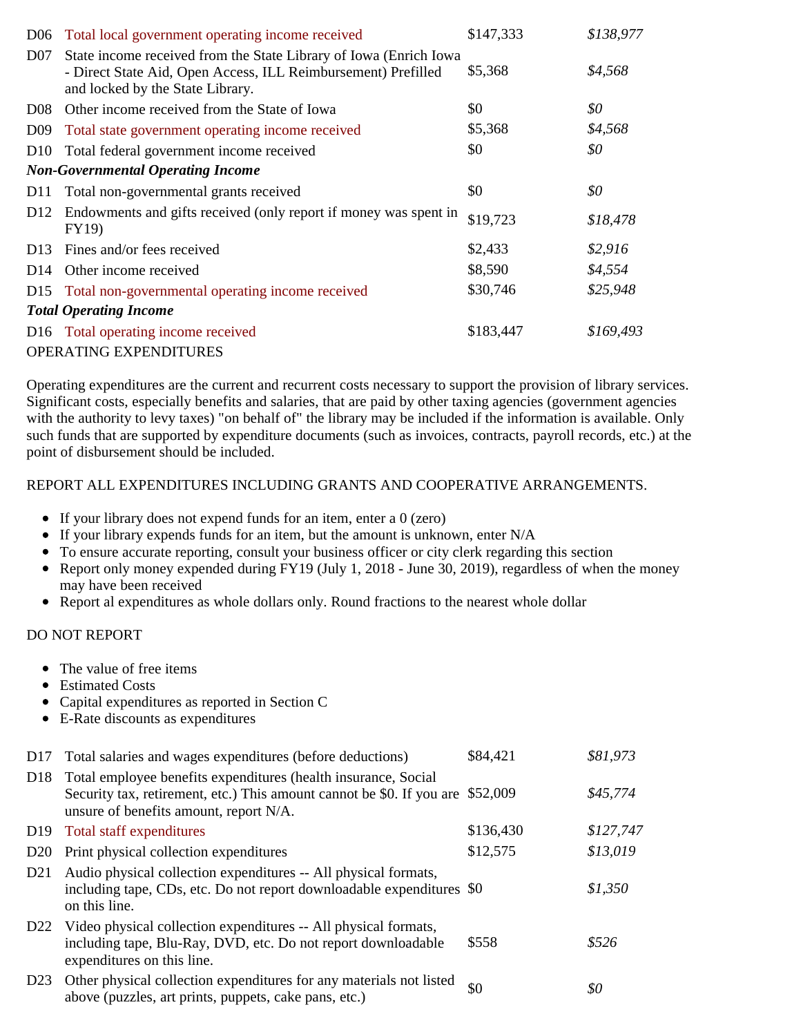| | | | |
|---|---|---|---|
| D06 | Total local government operating income received | $147,333 | *$138,977* |
| D07 | State income received from the State Library of Iowa (Enrich Iowa - Direct State Aid, Open Access, ILL Reimbursement) Prefilled and locked by the State Library. | $5,368 | *$4,568* |
| D08 | Other income received from the State of Iowa | $0 | *$0* |
| D09 | Total state government operating income received | $5,368 | *$4,568* |
| D10 | Total federal government income received | $0 | *$0* |
| ***Non-Governmental Operating Income*** | | | |
| D11 | Total non-governmental grants received | $0 | *$0* |
| D12 | Endowments and gifts received (only report if money was spent in FY19) | $19,723 | *$18,478* |
| D13 | Fines and/or fees received | $2,433 | *$2,916* |
| D14 | Other income received | $8,590 | *$4,554* |
| D15 | Total non-governmental operating income received | $30,746 | *$25,948* |
| ***Total Operating Income*** | | | |
| D16 | Total operating income received | $183,447 | *$169,493* |

OPERATING EXPENDITURES

Operating expenditures are the current and recurrent costs necessary to support the provision of library services. Significant costs, especially benefits and salaries, that are paid by other taxing agencies (government agencies with the authority to levy taxes) "on behalf of" the library may be included if the information is available. Only such funds that are supported by expenditure documents (such as invoices, contracts, payroll records, etc.) at the point of disbursement should be included.

REPORT ALL EXPENDITURES INCLUDING GRANTS AND COOPERATIVE ARRANGEMENTS.

- If your library does not expend funds for an item, enter a 0 (zero)
- If your library expends funds for an item, but the amount is unknown, enter N/A
- To ensure accurate reporting, consult your business officer or city clerk regarding this section
- Report only money expended during FY19 (July 1, 2018 - June 30, 2019), regardless of when the money may have been received
- Report al expenditures as whole dollars only. Round fractions to the nearest whole dollar

DO NOT REPORT

- The value of free items
- Estimated Costs
- Capital expenditures as reported in Section C
- E-Rate discounts as expenditures

| | | | |
|---|---|---|---|
| D17 | Total salaries and wages expenditures (before deductions) | $84,421 | *$81,973* |
| D18 | Total employee benefits expenditures (health insurance, Social Security tax, retirement, etc.) This amount cannot be $0. If you are unsure of benefits amount, report N/A. | $52,009 | *$45,774* |
| D19 | Total staff expenditures | $136,430 | *$127,747* |
| D20 | Print physical collection expenditures | $12,575 | *$13,019* |
| D21 | Audio physical collection expenditures -- All physical formats, including tape, CDs, etc. Do not report downloadable expenditures on this line. | $0 | *$1,350* |
| D22 | Video physical collection expenditures -- All physical formats, including tape, Blu-Ray, DVD, etc. Do not report downloadable expenditures on this line. | $558 | *$526* |
| D23 | Other physical collection expenditures for any materials not listed above (puzzles, art prints, puppets, cake pans, etc.) | $0 | *$0* |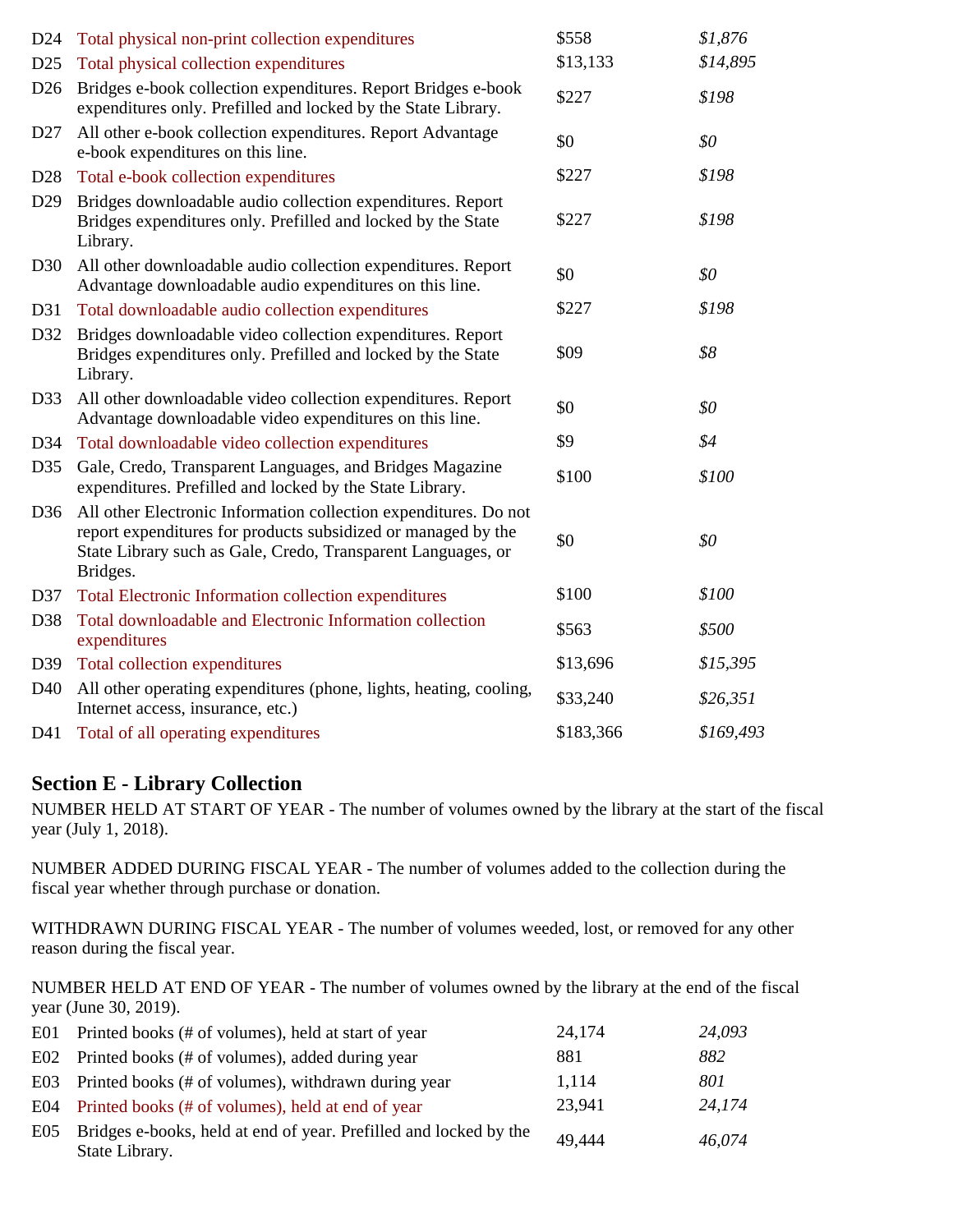| | | | |
|---|---|---|---|
| D24 | Total physical non-print collection expenditures | $558 | *$1,876* |
| D25 | Total physical collection expenditures | $13,133 | *$14,895* |
| D26 | Bridges e-book collection expenditures. Report Bridges e-book expenditures only. Prefilled and locked by the State Library. | $227 | *$198* |
| D27 | All other e-book collection expenditures. Report Advantage e-book expenditures on this line. | $0 | *$0* |
| D28 | Total e-book collection expenditures | $227 | *$198* |
| D29 | Bridges downloadable audio collection expenditures. Report Bridges expenditures only. Prefilled and locked by the State Library. | $227 | *$198* |
| D30 | All other downloadable audio collection expenditures. Report Advantage downloadable audio expenditures on this line. | $0 | *$0* |
| D31 | Total downloadable audio collection expenditures | $227 | *$198* |
| D32 | Bridges downloadable video collection expenditures. Report Bridges expenditures only. Prefilled and locked by the State Library. | $09 | *$8* |
| D33 | All other downloadable video collection expenditures. Report Advantage downloadable video expenditures on this line. | $0 | *$0* |
| D34 | Total downloadable video collection expenditures | $9 | *$4* |
| D35 | Gale, Credo, Transparent Languages, and Bridges Magazine expenditures. Prefilled and locked by the State Library. | $100 | *$100* |
| D36 | All other Electronic Information collection expenditures. Do not report expenditures for products subsidized or managed by the State Library such as Gale, Credo, Transparent Languages, or Bridges. | $0 | *$0* |
| D37 | Total Electronic Information collection expenditures | $100 | *$100* |
| D38 | Total downloadable and Electronic Information collection expenditures | $563 | *$500* |
| D39 | Total collection expenditures | $13,696 | *$15,395* |
| D40 | All other operating expenditures (phone, lights, heating, cooling, Internet access, insurance, etc.) | $33,240 | *$26,351* |
| D41 | Total of all operating expenditures | $183,366 | *$169,493* |

## Section E - Library Collection

NUMBER HELD AT START OF YEAR - The number of volumes owned by the library at the start of the fiscal year (July 1, 2018).

NUMBER ADDED DURING FISCAL YEAR - The number of volumes added to the collection during the fiscal year whether through purchase or donation.

WITHDRAWN DURING FISCAL YEAR - The number of volumes weeded, lost, or removed for any other reason during the fiscal year.

NUMBER HELD AT END OF YEAR - The number of volumes owned by the library at the end of the fiscal year (June 30, 2019).

| | | | |
|---|---|---|---|
| E01 | Printed books (# of volumes), held at start of year | 24,174 | *24,093* |
| E02 | Printed books (# of volumes), added during year | 881 | *882* |
| E03 | Printed books (# of volumes), withdrawn during year | 1,114 | *801* |
| E04 | Printed books (# of volumes), held at end of year | 23,941 | *24,174* |
| E05 | Bridges e-books, held at end of year. Prefilled and locked by the State Library. | 49,444 | *46,074* |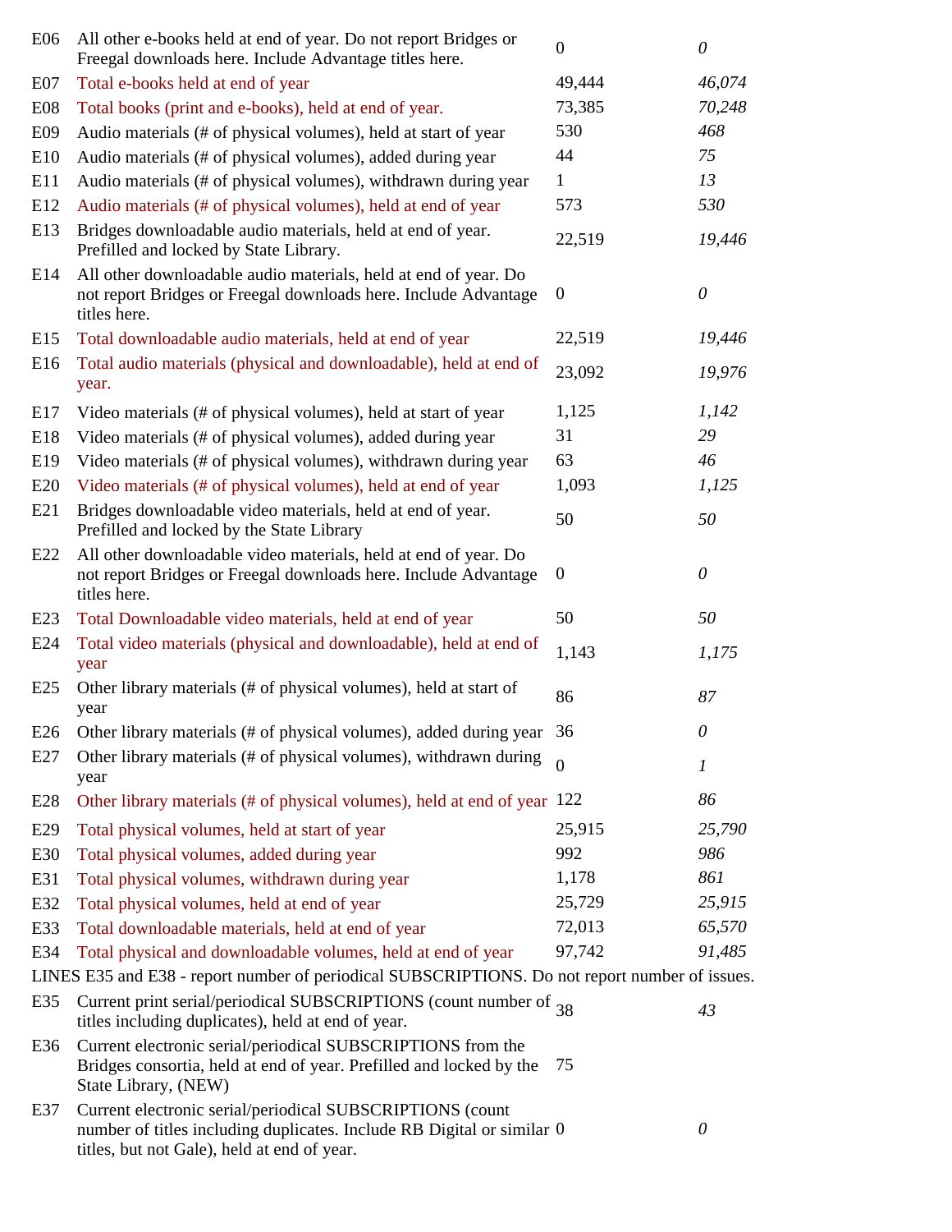| | | | |
|---|---|---|---|
| E06 | All other e-books held at end of year. Do not report Bridges or Freegal downloads here. Include Advantage titles here. | 0 | *0* |
| E07 | Total e-books held at end of year | 49,444 | *46,074* |
| E08 | Total books (print and e-books), held at end of year. | 73,385 | *70,248* |
| E09 | Audio materials (# of physical volumes), held at start of year | 530 | *468* |
| E10 | Audio materials (# of physical volumes), added during year | 44 | *75* |
| E11 | Audio materials (# of physical volumes), withdrawn during year | 1 | *13* |
| E12 | Audio materials (# of physical volumes), held at end of year | 573 | *530* |
| E13 | Bridges downloadable audio materials, held at end of year. Prefilled and locked by State Library. | 22,519 | *19,446* |
| E14 | All other downloadable audio materials, held at end of year. Do not report Bridges or Freegal downloads here. Include Advantage titles here. | 0 | *0* |
| E15 | Total downloadable audio materials, held at end of year | 22,519 | *19,446* |
| E16 | Total audio materials (physical and downloadable), held at end of year. | 23,092 | *19,976* |
| E17 | Video materials (# of physical volumes), held at start of year | 1,125 | *1,142* |
| E18 | Video materials (# of physical volumes), added during year | 31 | *29* |
| E19 | Video materials (# of physical volumes), withdrawn during year | 63 | *46* |
| E20 | Video materials (# of physical volumes), held at end of year | 1,093 | *1,125* |
| E21 | Bridges downloadable video materials, held at end of year. Prefilled and locked by the State Library | 50 | *50* |
| E22 | All other downloadable video materials, held at end of year. Do not report Bridges or Freegal downloads here. Include Advantage titles here. | 0 | *0* |
| E23 | Total Downloadable video materials, held at end of year | 50 | *50* |
| E24 | Total video materials (physical and downloadable), held at end of year | 1,143 | *1,175* |
| E25 | Other library materials (# of physical volumes), held at start of year | 86 | *87* |
| E26 | Other library materials (# of physical volumes), added during year | 36 | *0* |
| E27 | Other library materials (# of physical volumes), withdrawn during year | 0 | *1* |
| E28 | Other library materials (# of physical volumes), held at end of year | 122 | *86* |
| E29 | Total physical volumes, held at start of year | 25,915 | *25,790* |
| E30 | Total physical volumes, added during year | 992 | *986* |
| E31 | Total physical volumes, withdrawn during year | 1,178 | *861* |
| E32 | Total physical volumes, held at end of year | 25,729 | *25,915* |
| E33 | Total downloadable materials, held at end of year | 72,013 | *65,570* |
| E34 | Total physical and downloadable volumes, held at end of year | 97,742 | *91,485* |

LINES E35 and E38 - report number of periodical SUBSCRIPTIONS. Do not report number of issues.

| | | | |
|---|---|---|---|
| E35 | Current print serial/periodical SUBSCRIPTIONS (count number of titles including duplicates), held at end of year. | 38 | *43* |
| E36 | Current electronic serial/periodical SUBSCRIPTIONS from the Bridges consortia, held at end of year. Prefilled and locked by the State Library, (NEW) | 75 | |
| E37 | Current electronic serial/periodical SUBSCRIPTIONS (count number of titles including duplicates. Include RB Digital or similar titles, but not Gale), held at end of year. | 0 | *0* |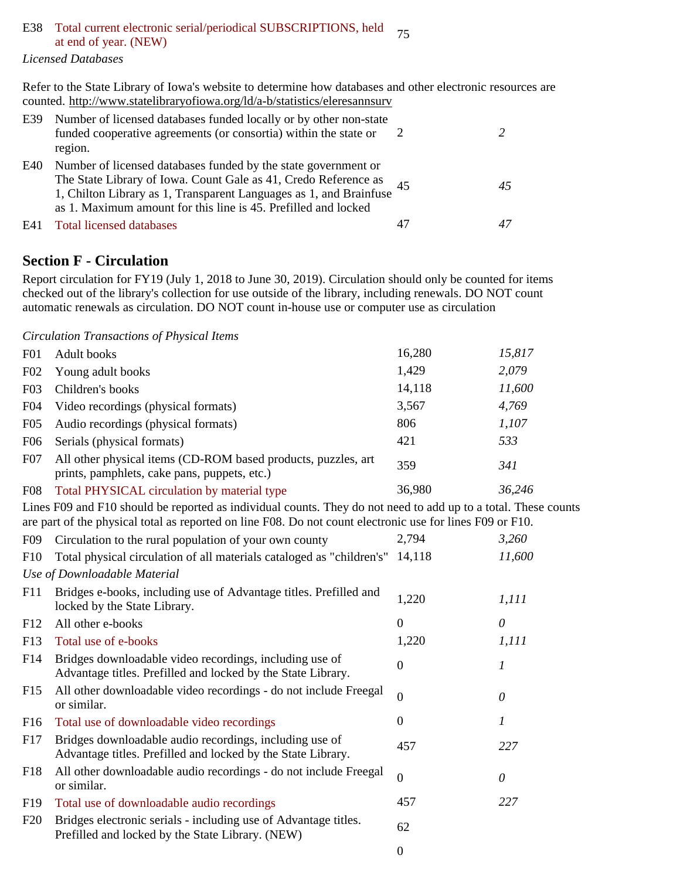| | | | |
|---|---|---|---|
| E38 | Total current electronic serial/periodical SUBSCRIPTIONS, held at end of year. (NEW) | 75 | |

*Licensed Databases*

Refer to the State Library of Iowa's website to determine how databases and other electronic resources are counted. http://www.statelibraryofiowa.org/ld/a-b/statistics/eleresannsurv

| | | | |
|---|---|---|---|
| E39 | Number of licensed databases funded locally or by other non-state funded cooperative agreements (or consortia) within the state or region. | 2 | *2* |
| E40 | Number of licensed databases funded by the state government or The State Library of Iowa. Count Gale as 41, Credo Reference as 1, Chilton Library as 1, Transparent Languages as 1, and Brainfuse as 1. Maximum amount for this line is 45. Prefilled and locked | 45 | *45* |
| E41 | Total licensed databases | 47 | *47* |

## Section F - Circulation

Report circulation for FY19 (July 1, 2018 to June 30, 2019). Circulation should only be counted for items checked out of the library's collection for use outside of the library, including renewals. DO NOT count automatic renewals as circulation. DO NOT count in-house use or computer use as circulation

*Circulation Transactions of Physical Items*

| | | | |
|---|---|---|---|
| F01 | Adult books | 16,280 | *15,817* |
| F02 | Young adult books | 1,429 | *2,079* |
| F03 | Children's books | 14,118 | *11,600* |
| F04 | Video recordings (physical formats) | 3,567 | *4,769* |
| F05 | Audio recordings (physical formats) | 806 | *1,107* |
| F06 | Serials (physical formats) | 421 | *533* |
| F07 | All other physical items (CD-ROM based products, puzzles, art prints, pamphlets, cake pans, puppets, etc.) | 359 | *341* |
| F08 | Total PHYSICAL circulation by material type | 36,980 | *36,246* |

Lines F09 and F10 should be reported as individual counts. They do not need to add up to a total. These counts are part of the physical total as reported on line F08. Do not count electronic use for lines F09 or F10.

| | | | |
|---|---|---|---|
| F09 | Circulation to the rural population of your own county | 2,794 | *3,260* |
| F10 | Total physical circulation of all materials cataloged as "children's" | 14,118 | *11,600* |

*Use of Downloadable Material*

| | | | |
|---|---|---|---|
| F11 | Bridges e-books, including use of Advantage titles. Prefilled and locked by the State Library. | 1,220 | *1,111* |
| F12 | All other e-books | 0 | *0* |
| F13 | Total use of e-books | 1,220 | *1,111* |
| F14 | Bridges downloadable video recordings, including use of Advantage titles. Prefilled and locked by the State Library. | 0 | *1* |
| F15 | All other downloadable video recordings - do not include Freegal or similar. | 0 | *0* |
| F16 | Total use of downloadable video recordings | 0 | *1* |
| F17 | Bridges downloadable audio recordings, including use of Advantage titles. Prefilled and locked by the State Library. | 457 | *227* |
| F18 | All other downloadable audio recordings - do not include Freegal or similar. | 0 | *0* |
| F19 | Total use of downloadable audio recordings | 457 | *227* |
| F20 | Bridges electronic serials - including use of Advantage titles. Prefilled and locked by the State Library. (NEW) | 62 | |
| | | 0 | |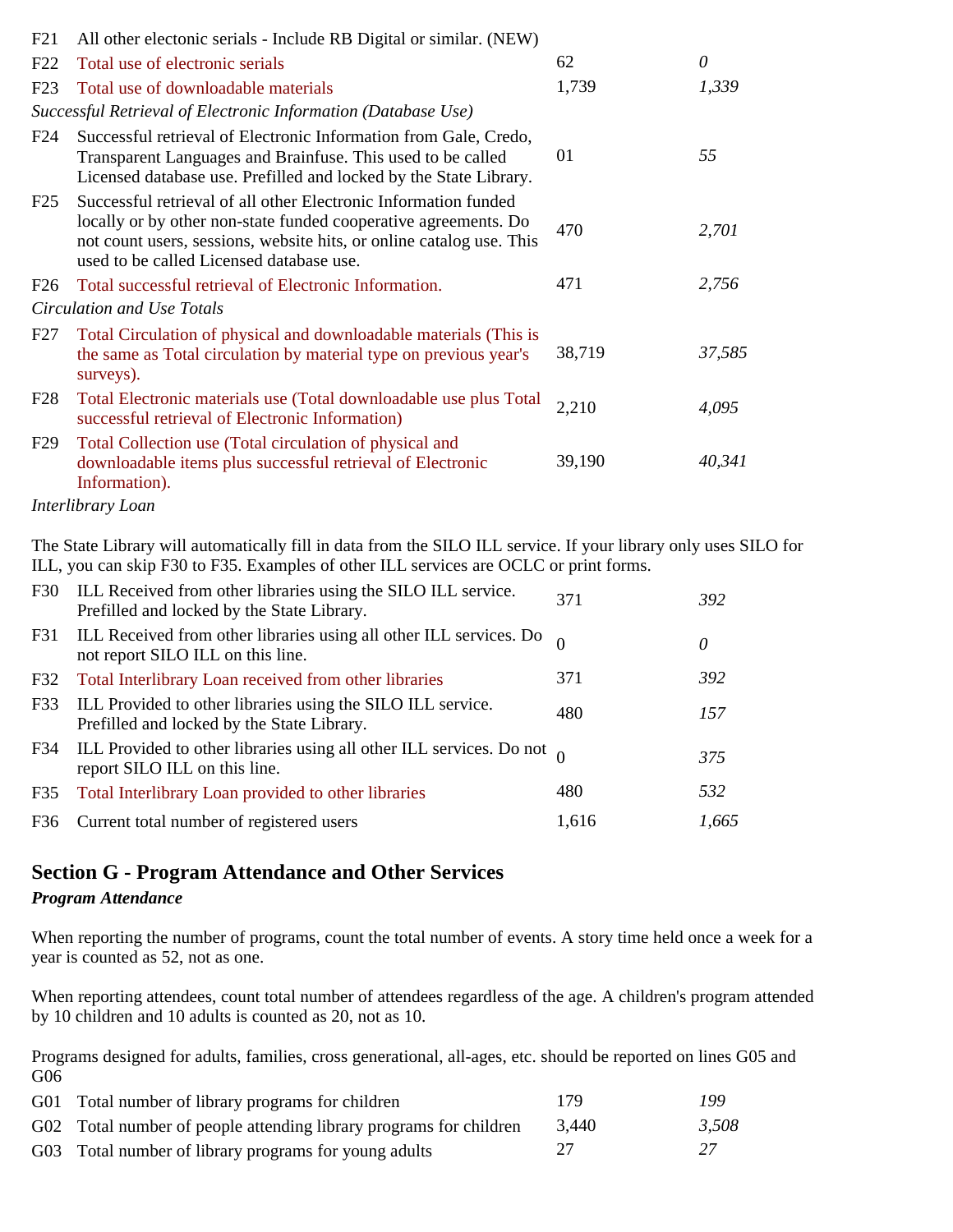| | | | |
|---|---|---|---|
| F21 | All other electonic serials - Include RB Digital or similar. (NEW) | | |
| F22 | Total use of electronic serials | 62 | *0* |
| F23 | Total use of downloadable materials | 1,739 | *1,339* |

*Successful Retrieval of Electronic Information (Database Use)*

| | | | |
|---|---|---|---|
| F24 | Successful retrieval of Electronic Information from Gale, Credo, Transparent Languages and Brainfuse. This used to be called Licensed database use. Prefilled and locked by the State Library. | 01 | *55* |
| F25 | Successful retrieval of all other Electronic Information funded locally or by other non-state funded cooperative agreements. Do not count users, sessions, website hits, or online catalog use. This used to be called Licensed database use. | 470 | *2,701* |
| F26 | Total successful retrieval of Electronic Information. | 471 | *2,756* |

*Circulation and Use Totals*

| | | | |
|---|---|---|---|
| F27 | Total Circulation of physical and downloadable materials (This is the same as Total circulation by material type on previous year's surveys). | 38,719 | *37,585* |
| F28 | Total Electronic materials use (Total downloadable use plus Total successful retrieval of Electronic Information) | 2,210 | *4,095* |
| F29 | Total Collection use (Total circulation of physical and downloadable items plus successful retrieval of Electronic Information). | 39,190 | *40,341* |

*Interlibrary Loan*

The State Library will automatically fill in data from the SILO ILL service. If your library only uses SILO for ILL, you can skip F30 to F35. Examples of other ILL services are OCLC or print forms.

| | | | |
|---|---|---|---|
| F30 | ILL Received from other libraries using the SILO ILL service. Prefilled and locked by the State Library. | 371 | *392* |
| F31 | ILL Received from other libraries using all other ILL services. Do not report SILO ILL on this line. | 0 | *0* |
| F32 | Total Interlibrary Loan received from other libraries | 371 | *392* |
| F33 | ILL Provided to other libraries using the SILO ILL service. Prefilled and locked by the State Library. | 480 | *157* |
| F34 | ILL Provided to other libraries using all other ILL services. Do not report SILO ILL on this line. | 0 | *375* |
| F35 | Total Interlibrary Loan provided to other libraries | 480 | *532* |
| F36 | Current total number of registered users | 1,616 | *1,665* |

## Section G - Program Attendance and Other Services

***Program Attendance***

When reporting the number of programs, count the total number of events. A story time held once a week for a year is counted as 52, not as one.

When reporting attendees, count total number of attendees regardless of the age. A children's program attended by 10 children and 10 adults is counted as 20, not as 10.

Programs designed for adults, families, cross generational, all-ages, etc. should be reported on lines G05 and G06

| | | | |
|---|---|---|---|
| G01 | Total number of library programs for children | 179 | *199* |
| G02 | Total number of people attending library programs for children | 3,440 | *3,508* |
| G03 | Total number of library programs for young adults | 27 | *27* |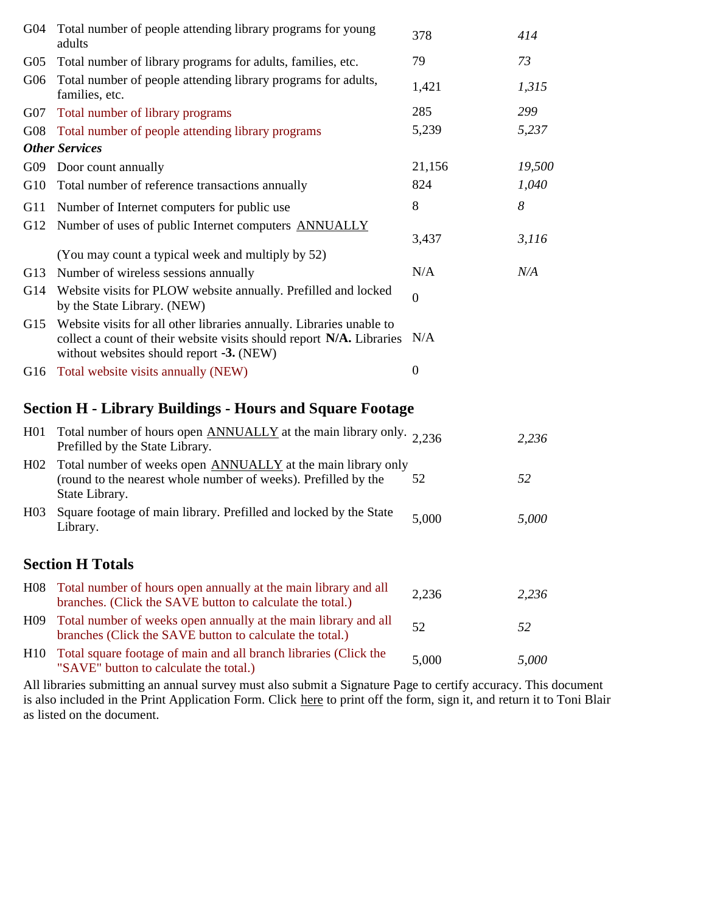| | | | |
|---|---|---|---|
| G04 | Total number of people attending library programs for young adults | 378 | *414* |
| G05 | Total number of library programs for adults, families, etc. | 79 | *73* |
| G06 | Total number of people attending library programs for adults, families, etc. | 1,421 | *1,315* |
| G07 | Total number of library programs | 285 | *299* |
| G08 | Total number of people attending library programs | 5,239 | *5,237* |

***Other Services***

| | | | |
|---|---|---|---|
| G09 | Door count annually | 21,156 | *19,500* |
| G10 | Total number of reference transactions annually | 824 | *1,040* |
| G11 | Number of Internet computers for public use | 8 | *8* |
| G12 | Number of uses of public Internet computers ANNUALLY (You may count a typical week and multiply by 52) | 3,437 | *3,116* |
| G13 | Number of wireless sessions annually | N/A | *N/A* |
| G14 | Website visits for PLOW website annually. Prefilled and locked by the State Library. (NEW) | 0 | |
| G15 | Website visits for all other libraries annually. Libraries unable to collect a count of their website visits should report **N/A.** Libraries without websites should report **-3.** (NEW) | N/A | |
| G16 | Total website visits annually (NEW) | 0 | |

## Section H - Library Buildings - Hours and Square Footage

| | | | |
|---|---|---|---|
| H01 | Total number of hours open ANNUALLY at the main library only. Prefilled by the State Library. | 2,236 | *2,236* |
| H02 | Total number of weeks open ANNUALLY at the main library only (round to the nearest whole number of weeks). Prefilled by the State Library. | 52 | *52* |
| H03 | Square footage of main library. Prefilled and locked by the State Library. | 5,000 | *5,000* |

## Section H Totals

| | | | |
|---|---|---|---|
| H08 | Total number of hours open annually at the main library and all branches. (Click the SAVE button to calculate the total.) | 2,236 | *2,236* |
| H09 | Total number of weeks open annually at the main library and all branches (Click the SAVE button to calculate the total.) | 52 | *52* |
| H10 | Total square footage of main and all branch libraries (Click the "SAVE" button to calculate the total.) | 5,000 | *5,000* |

All libraries submitting an annual survey must also submit a Signature Page to certify accuracy. This document is also included in the Print Application Form. Click here to print off the form, sign it, and return it to Toni Blair as listed on the document.